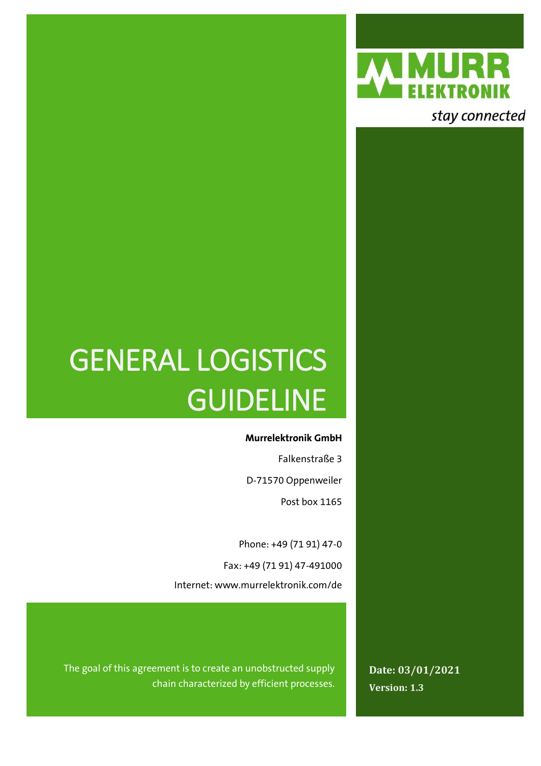MURR ELEKTRONIK

*stay connected*

# GENERAL LOGISTICS GUIDELINE

**Murrelektronik GmbH**

Falkenstraße 3

D-71570 Oppenweiler

Post box 1165

Phone: +49 (71 91) 47-0

Fax: +49 (71 91) 47-491000

Internet: www.murrelektronik.com/de

The goal of this agreement is to create an unobstructed supply chain characterized by efficient processes.

**Date: 03/01/2021**

**Version: 1.3**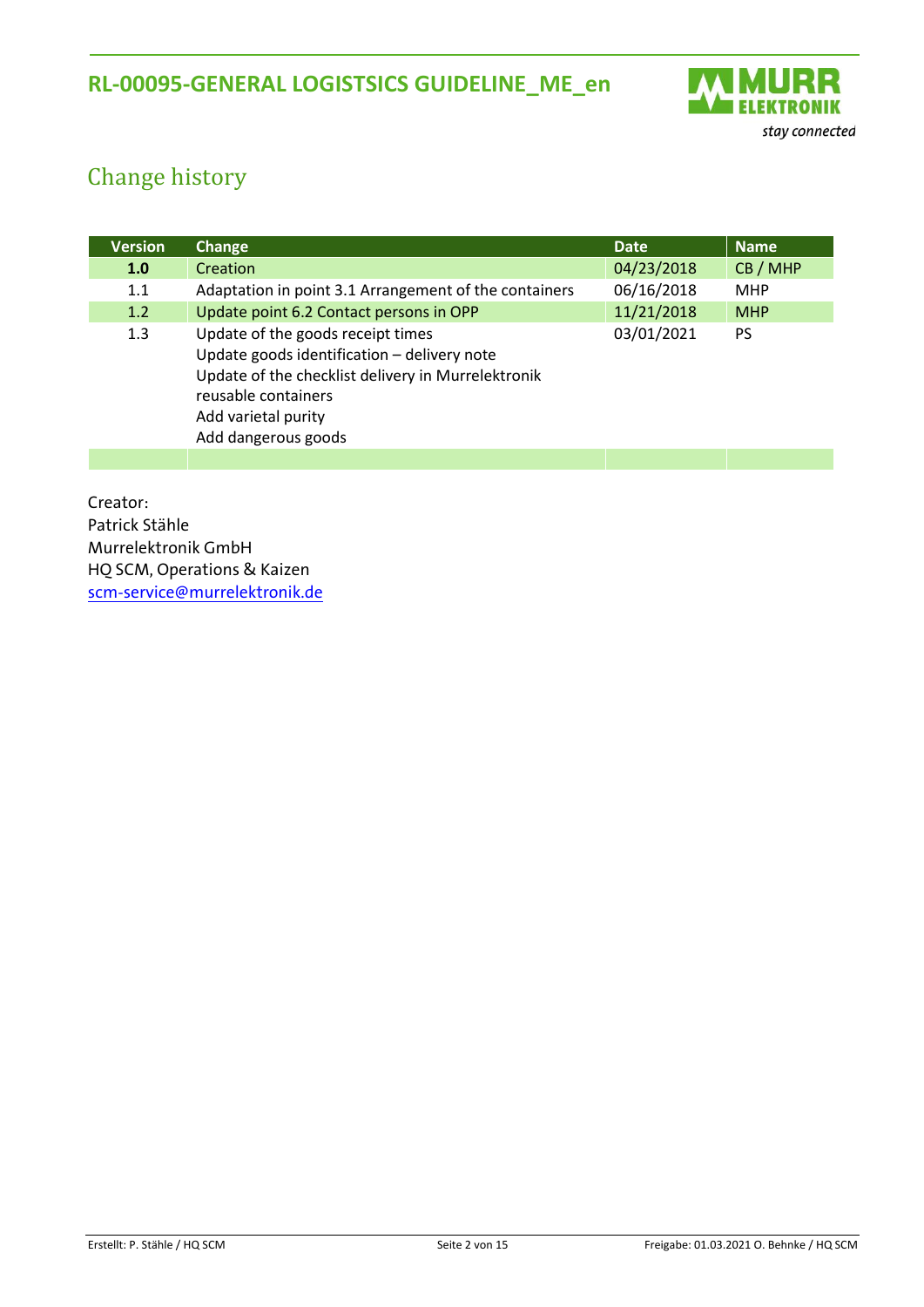# Change history

| Version | Change | Date | Name |
|---|---|---|---|
| **1.0** | Creation | 04/23/2018 | CB / MHP |
| 1.1 | Adaptation in point 3.1 Arrangement of the containers | 06/16/2018 | MHP |
| 1.2 | Update point 6.2 Contact persons in OPP | 11/21/2018 | MHP |
| 1.3 | Update of the goods receipt times<br>Update goods identification – delivery note<br>Update of the checklist delivery in Murrelektronik reusable containers<br>Add varietal purity<br>Add dangerous goods | 03/01/2021 | PS |
| | | | |

Creator:
Patrick Stähle
Murrelektronik GmbH
HQ SCM, Operations & Kaizen
scm-service@murrelektronik.de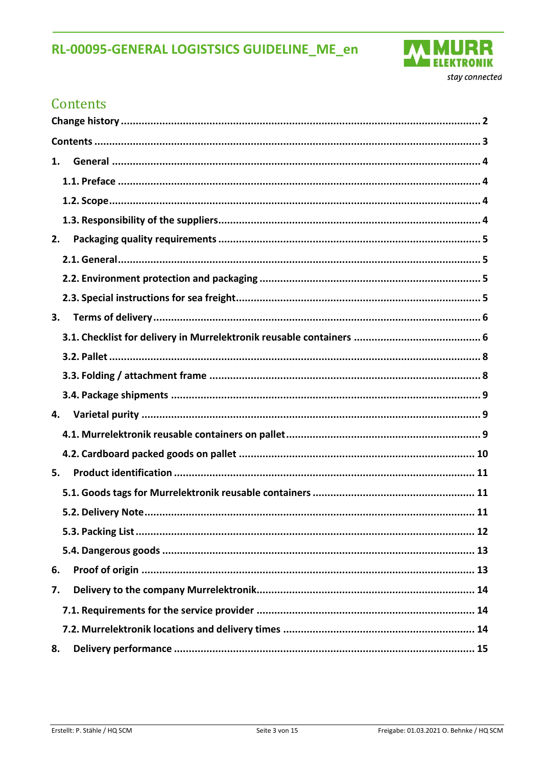# Contents

**Change history** ........................................................................................................................ 2

**Contents** .................................................................................................................................. 3

**1. General** ................................................................................................................................ 4

**1.1. Preface** ............................................................................................................................ 4

**1.2. Scope** ............................................................................................................................... 4

**1.3. Responsibility of the suppliers** ....................................................................................... 4

**2. Packaging quality requirements** ........................................................................................ 5

**2.1. General** ............................................................................................................................ 5

**2.2. Environment protection and packaging** .......................................................................... 5

**2.3. Special instructions for sea freight** ................................................................................. 5

**3. Terms of delivery** ................................................................................................................ 6

**3.1. Checklist for delivery in Murrelektronik reusable containers** ......................................... 6

**3.2. Pallet** ............................................................................................................................... 8

**3.3. Folding / attachment frame** ............................................................................................ 8

**3.4. Package shipments** ......................................................................................................... 9

**4. Varietal purity** ..................................................................................................................... 9

**4.1. Murrelektronik reusable containers on pallet** ................................................................. 9

**4.2. Cardboard packed goods on pallet** ............................................................................... 10

**5. Product identification** ...................................................................................................... 11

**5.1. Goods tags for Murrelektronik reusable containers** ...................................................... 11

**5.2. Delivery Note** ................................................................................................................ 11

**5.3. Packing List** .................................................................................................................. 12

**5.4. Dangerous goods** .......................................................................................................... 13

**6. Proof of origin** ................................................................................................................... 13

**7. Delivery to the company Murrelektronik** .......................................................................... 14

**7.1. Requirements for the service provider** ......................................................................... 14

**7.2. Murrelektronik locations and delivery times** ................................................................ 14

**8. Delivery performance** ....................................................................................................... 15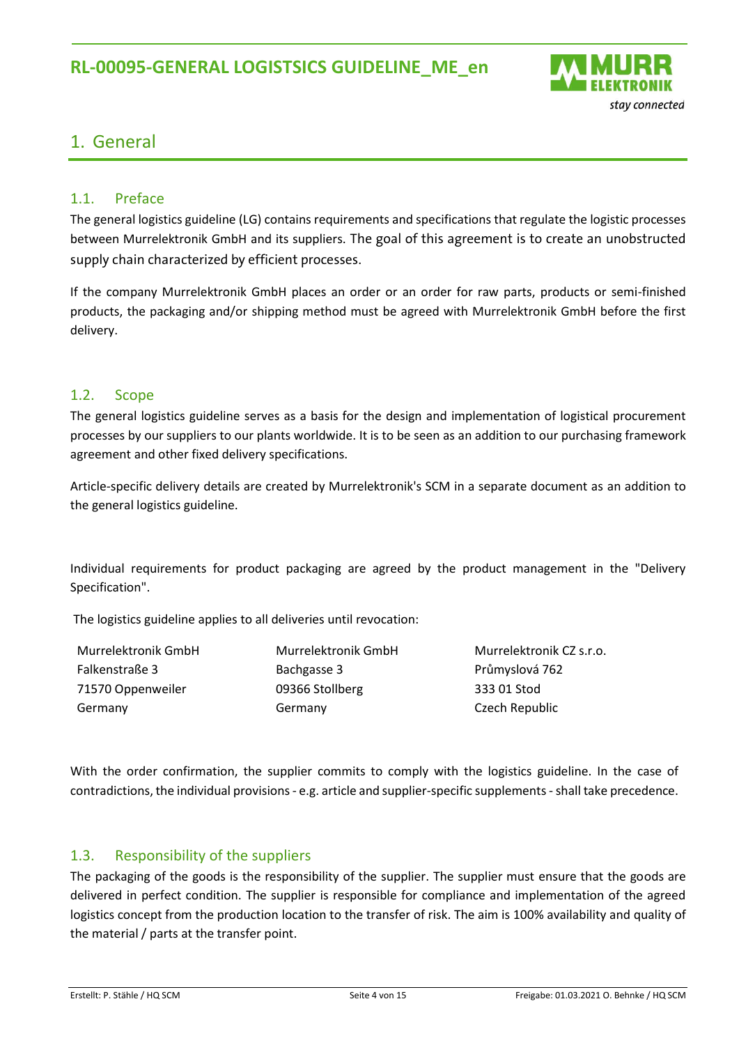# 1. General

## 1.1. Preface

The general logistics guideline (LG) contains requirements and specifications that regulate the logistic processes between Murrelektronik GmbH and its suppliers. The goal of this agreement is to create an unobstructed supply chain characterized by efficient processes.

If the company Murrelektronik GmbH places an order or an order for raw parts, products or semi-finished products, the packaging and/or shipping method must be agreed with Murrelektronik GmbH before the first delivery.

## 1.2. Scope

The general logistics guideline serves as a basis for the design and implementation of logistical procurement processes by our suppliers to our plants worldwide. It is to be seen as an addition to our purchasing framework agreement and other fixed delivery specifications.

Article-specific delivery details are created by Murrelektronik's SCM in a separate document as an addition to the general logistics guideline.

Individual requirements for product packaging are agreed by the product management in the "Delivery Specification".

The logistics guideline applies to all deliveries until revocation:

| Murrelektronik GmbH | Murrelektronik GmbH | Murrelektronik CZ s.r.o. |
|---|---|---|
| Falkenstraße 3 | Bachgasse 3 | Průmyslová 762 |
| 71570 Oppenweiler | 09366 Stollberg | 333 01 Stod |
| Germany | Germany | Czech Republic |

With the order confirmation, the supplier commits to comply with the logistics guideline. In the case of contradictions, the individual provisions - e.g. article and supplier-specific supplements - shall take precedence.

## 1.3. Responsibility of the suppliers

The packaging of the goods is the responsibility of the supplier. The supplier must ensure that the goods are delivered in perfect condition. The supplier is responsible for compliance and implementation of the agreed logistics concept from the production location to the transfer of risk. The aim is 100% availability and quality of the material / parts at the transfer point.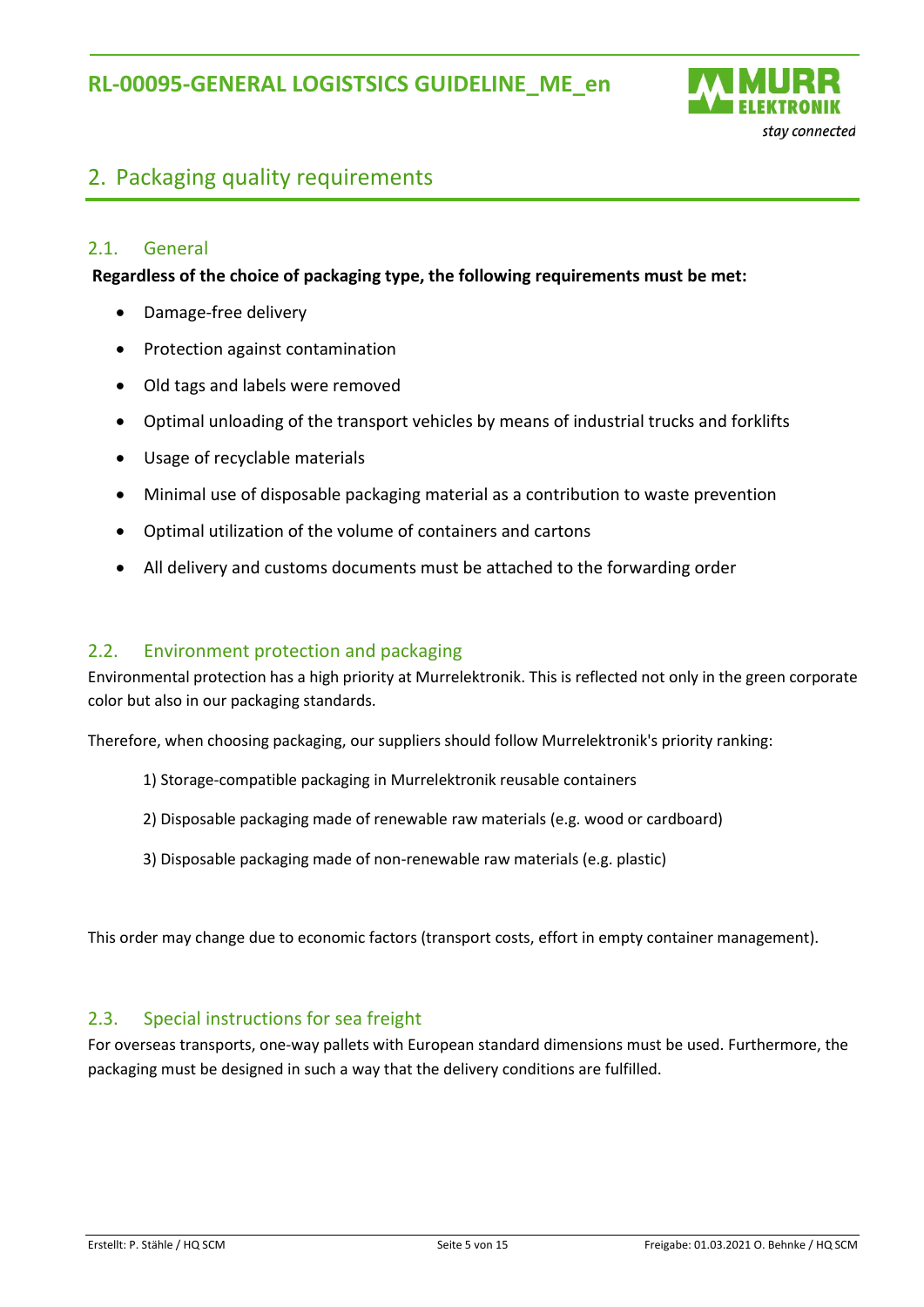## 2. Packaging quality requirements

### 2.1. General

**Regardless of the choice of packaging type, the following requirements must be met:**

- Damage-free delivery
- Protection against contamination
- Old tags and labels were removed
- Optimal unloading of the transport vehicles by means of industrial trucks and forklifts
- Usage of recyclable materials
- Minimal use of disposable packaging material as a contribution to waste prevention
- Optimal utilization of the volume of containers and cartons
- All delivery and customs documents must be attached to the forwarding order

### 2.2. Environment protection and packaging

Environmental protection has a high priority at Murrelektronik. This is reflected not only in the green corporate color but also in our packaging standards.

Therefore, when choosing packaging, our suppliers should follow Murrelektronik's priority ranking:

1) Storage-compatible packaging in Murrelektronik reusable containers

2) Disposable packaging made of renewable raw materials (e.g. wood or cardboard)

3) Disposable packaging made of non-renewable raw materials (e.g. plastic)

This order may change due to economic factors (transport costs, effort in empty container management).

### 2.3. Special instructions for sea freight

For overseas transports, one-way pallets with European standard dimensions must be used. Furthermore, the packaging must be designed in such a way that the delivery conditions are fulfilled.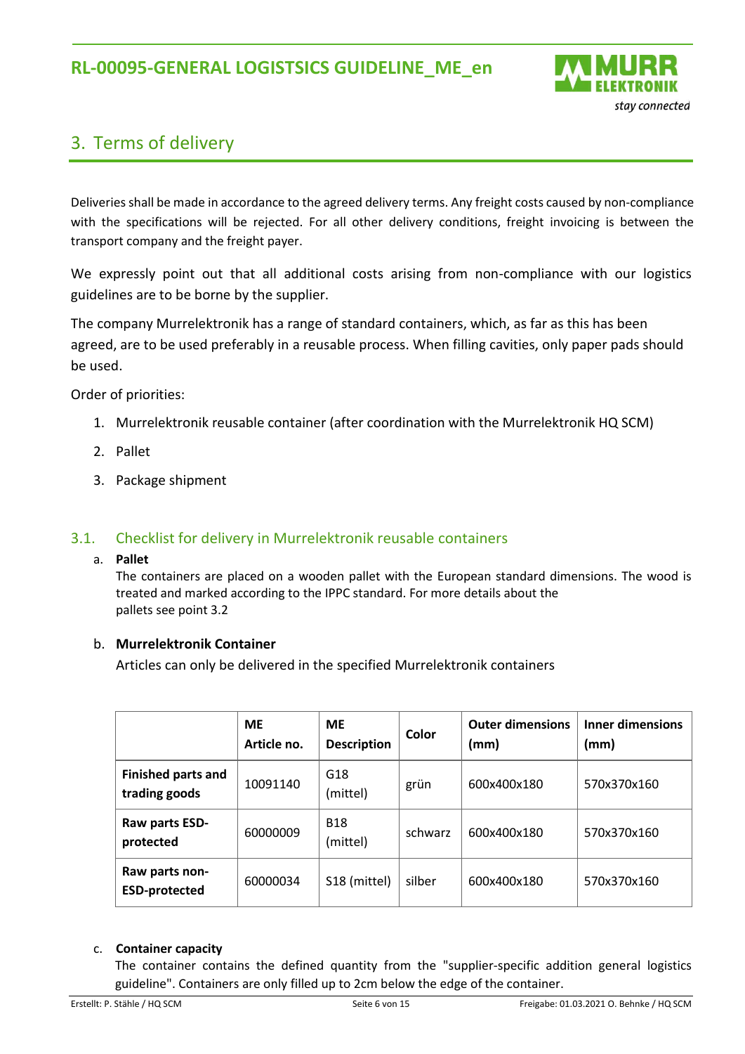# 3. Terms of delivery

Deliveries shall be made in accordance to the agreed delivery terms. Any freight costs caused by non-compliance with the specifications will be rejected. For all other delivery conditions, freight invoicing is between the transport company and the freight payer.

We expressly point out that all additional costs arising from non-compliance with our logistics guidelines are to be borne by the supplier.

The company Murrelektronik has a range of standard containers, which, as far as this has been agreed, are to be used preferably in a reusable process. When filling cavities, only paper pads should be used.

Order of priorities:

1. Murrelektronik reusable container (after coordination with the Murrelektronik HQ SCM)
2. Pallet
3. Package shipment

## 3.1. Checklist for delivery in Murrelektronik reusable containers

a. **Pallet**
The containers are placed on a wooden pallet with the European standard dimensions. The wood is treated and marked according to the IPPC standard. For more details about the pallets see point 3.2

b. **Murrelektronik Container**
Articles can only be delivered in the specified Murrelektronik containers

| | ME Article no. | ME Description | Color | Outer dimensions (mm) | Inner dimensions (mm) |
|---|---|---|---|---|---|
| **Finished parts and trading goods** | 10091140 | G18 (mittel) | grün | 600x400x180 | 570x370x160 |
| **Raw parts ESD-protected** | 60000009 | B18 (mittel) | schwarz | 600x400x180 | 570x370x160 |
| **Raw parts non-ESD-protected** | 60000034 | S18 (mittel) | silber | 600x400x180 | 570x370x160 |

c. **Container capacity**
The container contains the defined quantity from the "supplier-specific addition general logistics guideline". Containers are only filled up to 2cm below the edge of the container.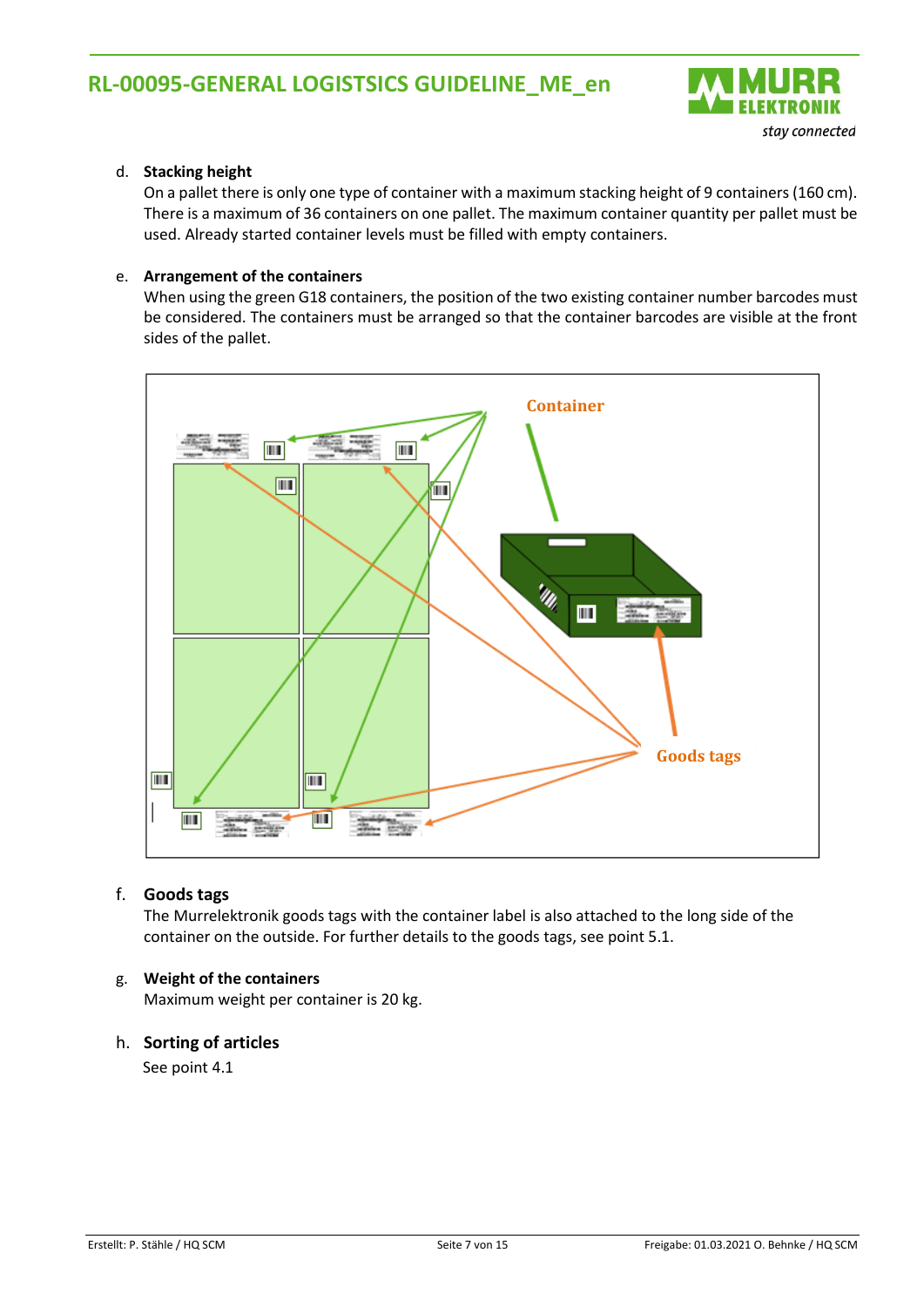d. **Stacking height**
On a pallet there is only one type of container with a maximum stacking height of 9 containers (160 cm). There is a maximum of 36 containers on one pallet. The maximum container quantity per pallet must be used. Already started container levels must be filled with empty containers.

e. **Arrangement of the containers**
When using the green G18 containers, the position of the two existing container number barcodes must be considered. The containers must be arranged so that the container barcodes are visible at the front sides of the pallet.

Container

Goods tags

f. **Goods tags**
The Murrelektronik goods tags with the container label is also attached to the long side of the container on the outside. For further details to the goods tags, see point 5.1.

g. **Weight of the containers**
Maximum weight per container is 20 kg.

h. **Sorting of articles**
See point 4.1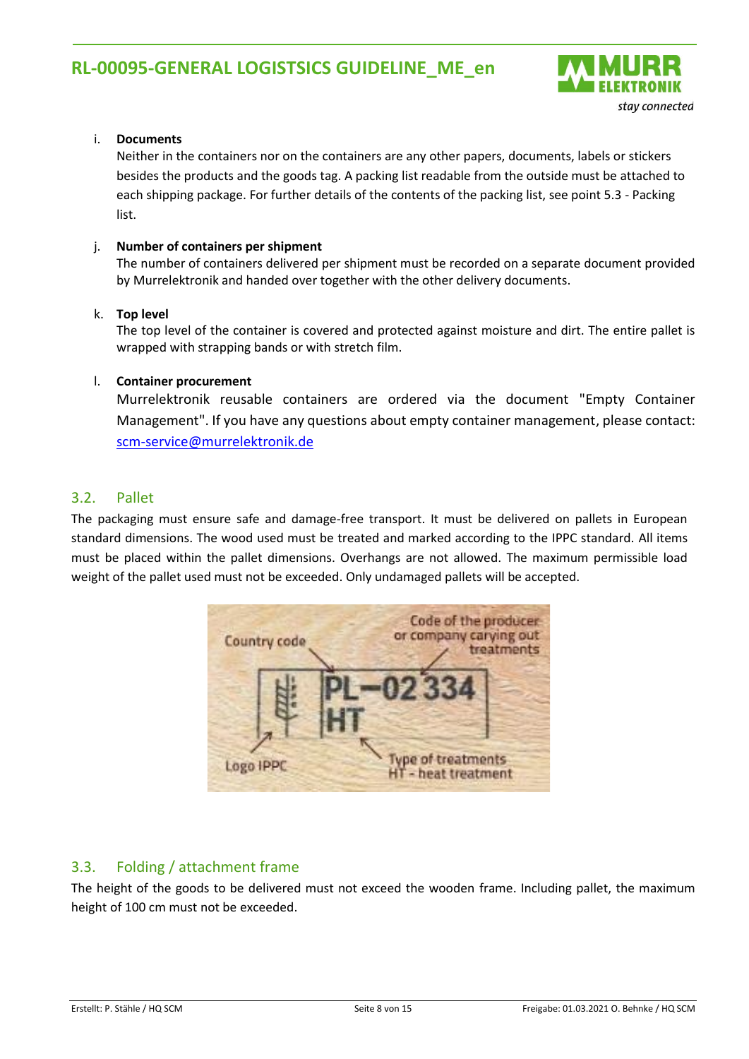i. **Documents**
Neither in the containers nor on the containers are any other papers, documents, labels or stickers besides the products and the goods tag. A packing list readable from the outside must be attached to each shipping package. For further details of the contents of the packing list, see point 5.3 - Packing list.

j. **Number of containers per shipment**
The number of containers delivered per shipment must be recorded on a separate document provided by Murrelektronik and handed over together with the other delivery documents.

k. **Top level**
The top level of the container is covered and protected against moisture and dirt. The entire pallet is wrapped with strapping bands or with stretch film.

l. **Container procurement**
Murrelektronik reusable containers are ordered via the document "Empty Container Management". If you have any questions about empty container management, please contact: scm-service@murrelektronik.de

## 3.2. Pallet

The packaging must ensure safe and damage-free transport. It must be delivered on pallets in European standard dimensions. The wood used must be treated and marked according to the IPPC standard. All items must be placed within the pallet dimensions. Overhangs are not allowed. The maximum permissible load weight of the pallet used must not be exceeded. Only undamaged pallets will be accepted.

Country code
Code of the producer or company carrying out treatments
PL–02 334
HT
Logo IPPC
Type of treatments
HT - heat treatment

## 3.3. Folding / attachment frame

The height of the goods to be delivered must not exceed the wooden frame. Including pallet, the maximum height of 100 cm must not be exceeded.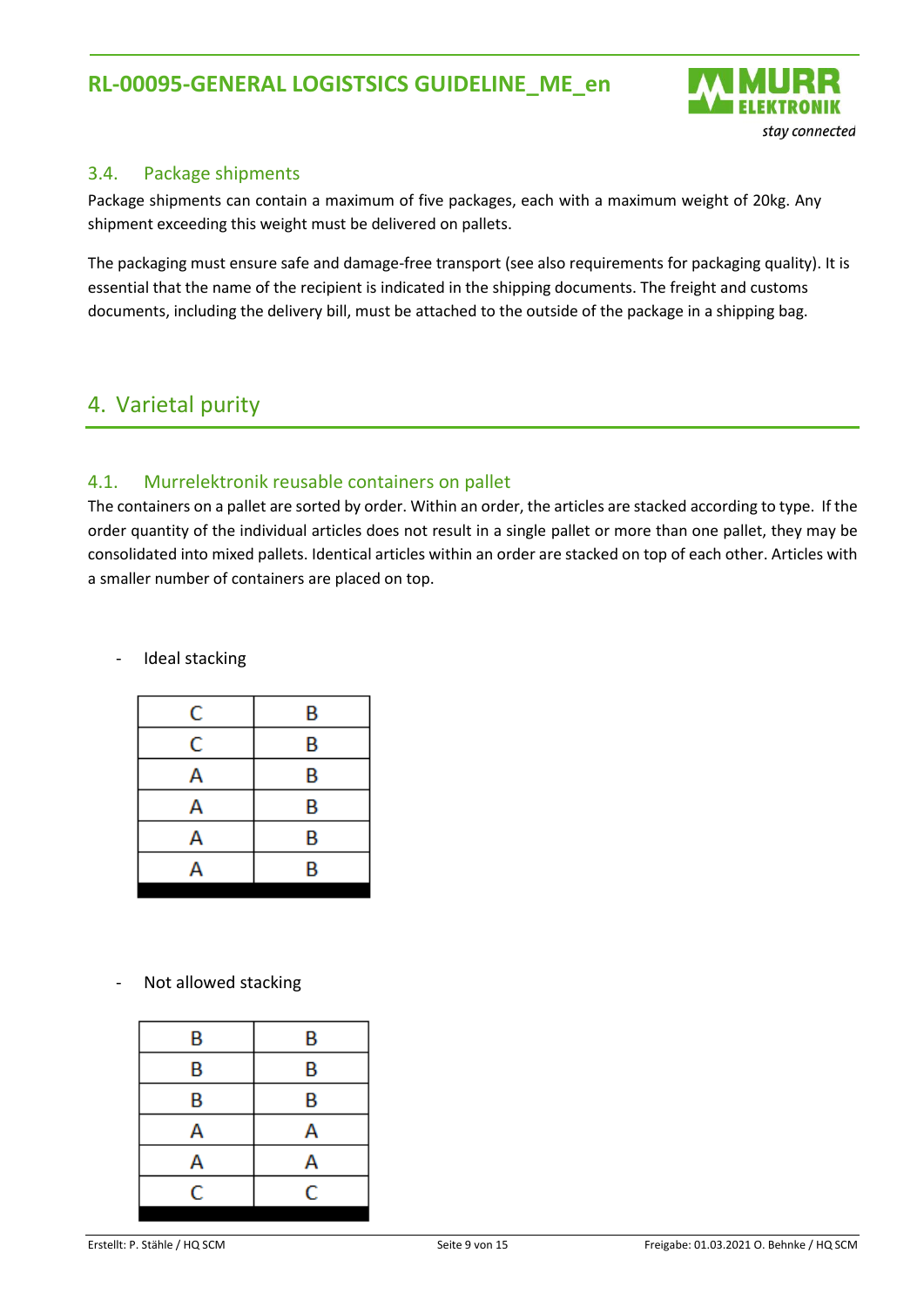### 3.4. Package shipments

Package shipments can contain a maximum of five packages, each with a maximum weight of 20kg. Any shipment exceeding this weight must be delivered on pallets.

The packaging must ensure safe and damage-free transport (see also requirements for packaging quality). It is essential that the name of the recipient is indicated in the shipping documents. The freight and customs documents, including the delivery bill, must be attached to the outside of the package in a shipping bag.

## 4. Varietal purity

### 4.1. Murrelektronik reusable containers on pallet

The containers on a pallet are sorted by order. Within an order, the articles are stacked according to type. If the order quantity of the individual articles does not result in a single pallet or more than one pallet, they may be consolidated into mixed pallets. Identical articles within an order are stacked on top of each other. Articles with a smaller number of containers are placed on top.

- Ideal stacking

| | |
|---|---|
| C | B |
| C | B |
| A | B |
| A | B |
| A | B |
| A | B |

- Not allowed stacking

| | |
|---|---|
| B | B |
| B | B |
| B | B |
| A | A |
| A | A |
| C | C |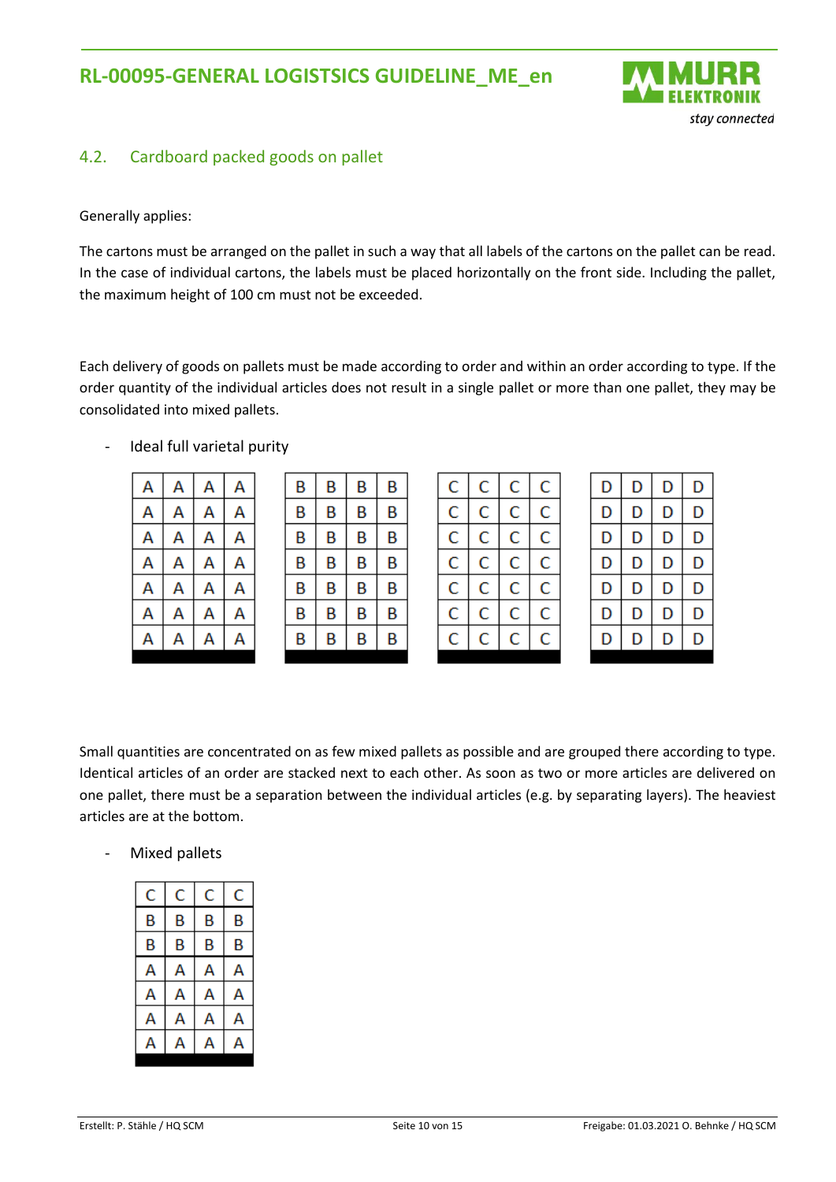## 4.2. Cardboard packed goods on pallet

Generally applies:

The cartons must be arranged on the pallet in such a way that all labels of the cartons on the pallet can be read. In the case of individual cartons, the labels must be placed horizontally on the front side. Including the pallet, the maximum height of 100 cm must not be exceeded.

Each delivery of goods on pallets must be made according to order and within an order according to type. If the order quantity of the individual articles does not result in a single pallet or more than one pallet, they may be consolidated into mixed pallets.

- Ideal full varietal purity

| | | | |
|---|---|---|---|
| A | A | A | A |
| A | A | A | A |
| A | A | A | A |
| A | A | A | A |
| A | A | A | A |
| A | A | A | A |
| A | A | A | A |

| | | | |
|---|---|---|---|
| B | B | B | B |
| B | B | B | B |
| B | B | B | B |
| B | B | B | B |
| B | B | B | B |
| B | B | B | B |
| B | B | B | B |

| | | | |
|---|---|---|---|
| C | C | C | C |
| C | C | C | C |
| C | C | C | C |
| C | C | C | C |
| C | C | C | C |
| C | C | C | C |
| C | C | C | C |

| | | | |
|---|---|---|---|
| D | D | D | D |
| D | D | D | D |
| D | D | D | D |
| D | D | D | D |
| D | D | D | D |
| D | D | D | D |
| D | D | D | D |

Small quantities are concentrated on as few mixed pallets as possible and are grouped there according to type. Identical articles of an order are stacked next to each other. As soon as two or more articles are delivered on one pallet, there must be a separation between the individual articles (e.g. by separating layers). The heaviest articles are at the bottom.

- Mixed pallets

| | | | |
|---|---|---|---|
| C | C | C | C |
| B | B | B | B |
| B | B | B | B |
| A | A | A | A |
| A | A | A | A |
| A | A | A | A |
| A | A | A | A |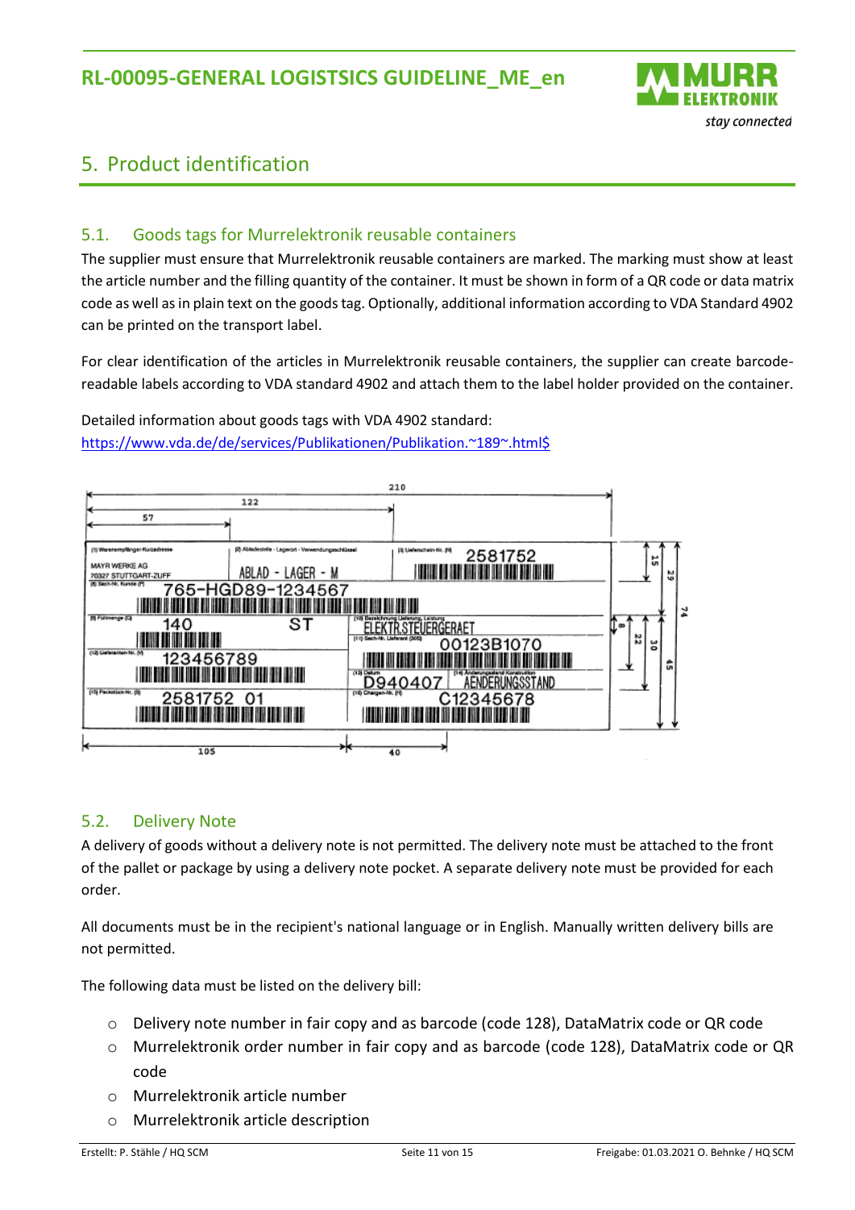# 5. Product identification

## 5.1. Goods tags for Murrelektronik reusable containers

The supplier must ensure that Murrelektronik reusable containers are marked. The marking must show at least the article number and the filling quantity of the container. It must be shown in form of a QR code or data matrix code as well as in plain text on the goods tag. Optionally, additional information according to VDA Standard 4902 can be printed on the transport label.

For clear identification of the articles in Murrelektronik reusable containers, the supplier can create barcode-readable labels according to VDA standard 4902 and attach them to the label holder provided on the container.

Detailed information about goods tags with VDA 4902 standard:
https://www.vda.de/de/services/Publikationen/Publikation.~189~.html$

210
122
57
(1) Warenempfänger Kurzadresse
MAYR WERKE AG
70327 STUTTGART-ZUFF
(2) Abladestelle - Lagerort - Verwendungsschlüssel
ABLAD - LAGER - M
(3) Lieferschein-Nr. (N)
2581752
(8) Sach-Nr. Kunde (P)
765-HGD89-1234567
(9) Füllmenge (Q)
140
ST
(10) Bezeichnung Lieferung, Leistung
ELEKTR.STEUERGERAET
(11) Sach-Nr. Lieferant (30S)
00123B1070
(12) Lieferanten-Nr. (V)
123456789
(13) Datum
D940407
(14) Änderungsstand Konstruktion
AENDERUNGSSTAND
(15) Packstück-Nr. (S)
2581752 01
(16) Chargen-Nr. (H)
C12345678
15
29
74
8
22
30
45
105
40

## 5.2. Delivery Note

A delivery of goods without a delivery note is not permitted. The delivery note must be attached to the front of the pallet or package by using a delivery note pocket. A separate delivery note must be provided for each order.

All documents must be in the recipient's national language or in English. Manually written delivery bills are not permitted.

The following data must be listed on the delivery bill:

- Delivery note number in fair copy and as barcode (code 128), DataMatrix code or QR code
- Murrelektronik order number in fair copy and as barcode (code 128), DataMatrix code or QR code
- Murrelektronik article number
- Murrelektronik article description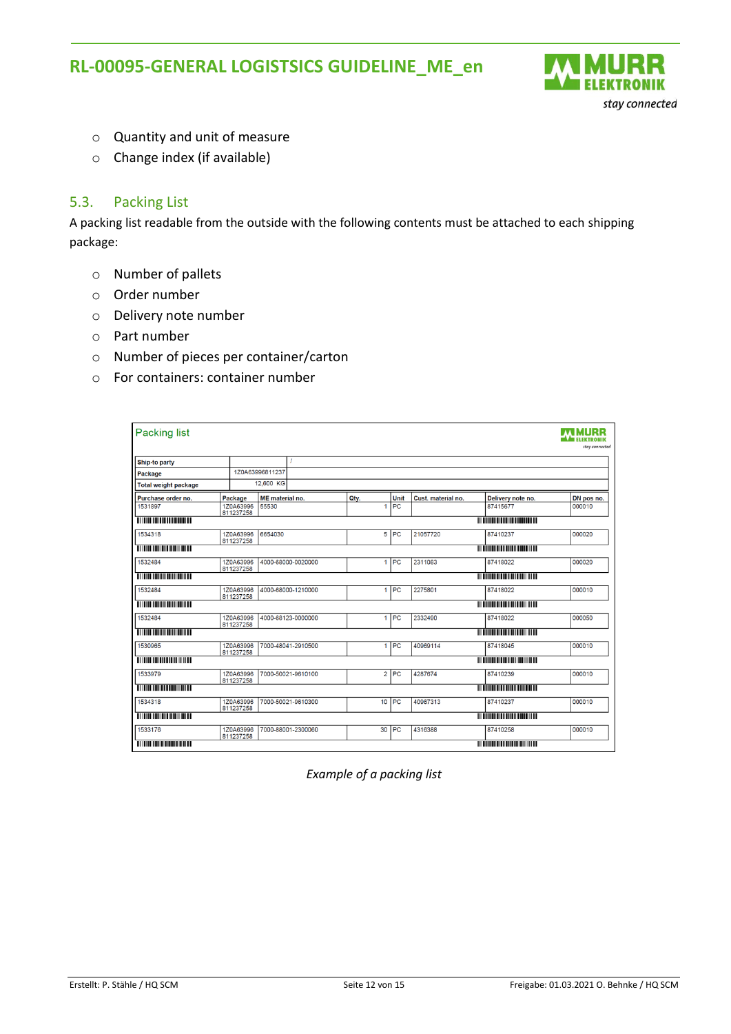- Quantity and unit of measure
- Change index (if available)

## 5.3. Packing List

A packing list readable from the outside with the following contents must be attached to each shipping package:

- Number of pallets
- Order number
- Delivery note number
- Part number
- Number of pieces per container/carton
- For containers: container number

Packing list

| | | |
|---|---|---|
| Ship-to party | | / |
| Package | 1Z0A63996811237 | |
| Total weight package | 12,600 KG | |

| Purchase order no. | Package | ME material no. | Qty. | Unit | Cust. material no. | Delivery note no. | DN pos no. |
|---|---|---|---|---|---|---|---|
| 1531897 | 1Z0A63996 811237258 | 55530 | 1 | PC | | 87415677 | 000010 |
| 1534318 | 1Z0A63996 811237258 | 6654030 | 5 | PC | 21057720 | 87410237 | 000020 |
| 1532484 | 1Z0A63996 811237258 | 4000-68000-0020000 | 1 | PC | 2311083 | 87418022 | 000020 |
| 1532484 | 1Z0A63996 811237258 | 4000-68000-1210000 | 1 | PC | 2275801 | 87418022 | 000010 |
| 1532484 | 1Z0A63996 811237258 | 4000-68123-0000000 | 1 | PC | 2332490 | 87418022 | 000050 |
| 1530965 | 1Z0A63996 811237258 | 7000-48041-2910500 | 1 | PC | 40969114 | 87418045 | 000010 |
| 1533979 | 1Z0A63996 811237258 | 7000-50021-9610100 | 2 | PC | 4287674 | 87410239 | 000010 |
| 1534318 | 1Z0A63996 811237258 | 7000-50021-9610300 | 10 | PC | 40967313 | 87410237 | 000010 |
| 1533176 | 1Z0A63996 811237258 | 7000-88001-2300060 | 30 | PC | 4316388 | 87410258 | 000010 |

*Example of a packing list*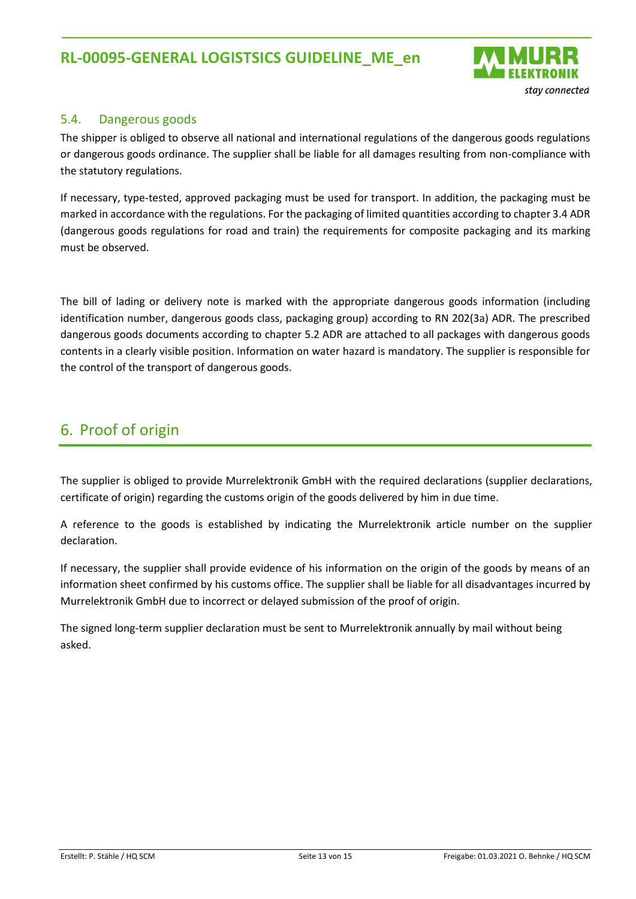### 5.4. Dangerous goods

The shipper is obliged to observe all national and international regulations of the dangerous goods regulations or dangerous goods ordinance. The supplier shall be liable for all damages resulting from non-compliance with the statutory regulations.

If necessary, type-tested, approved packaging must be used for transport. In addition, the packaging must be marked in accordance with the regulations. For the packaging of limited quantities according to chapter 3.4 ADR (dangerous goods regulations for road and train) the requirements for composite packaging and its marking must be observed.

The bill of lading or delivery note is marked with the appropriate dangerous goods information (including identification number, dangerous goods class, packaging group) according to RN 202(3a) ADR. The prescribed dangerous goods documents according to chapter 5.2 ADR are attached to all packages with dangerous goods contents in a clearly visible position. Information on water hazard is mandatory. The supplier is responsible for the control of the transport of dangerous goods.

## 6. Proof of origin

The supplier is obliged to provide Murrelektronik GmbH with the required declarations (supplier declarations, certificate of origin) regarding the customs origin of the goods delivered by him in due time.

A reference to the goods is established by indicating the Murrelektronik article number on the supplier declaration.

If necessary, the supplier shall provide evidence of his information on the origin of the goods by means of an information sheet confirmed by his customs office. The supplier shall be liable for all disadvantages incurred by Murrelektronik GmbH due to incorrect or delayed submission of the proof of origin.

The signed long-term supplier declaration must be sent to Murrelektronik annually by mail without being asked.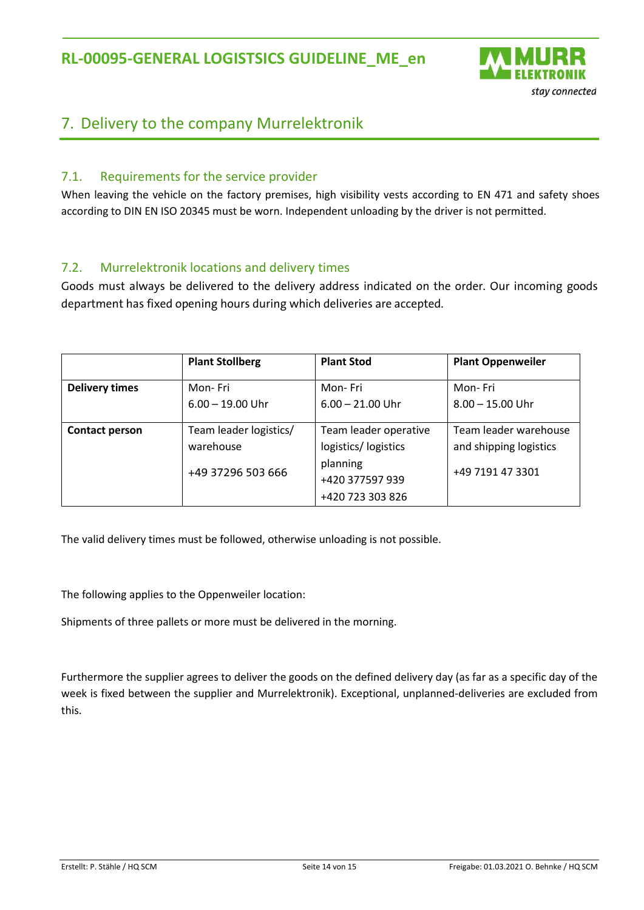## 7. Delivery to the company Murrelektronik

### 7.1. Requirements for the service provider

When leaving the vehicle on the factory premises, high visibility vests according to EN 471 and safety shoes according to DIN EN ISO 20345 must be worn. Independent unloading by the driver is not permitted.

### 7.2. Murrelektronik locations and delivery times

Goods must always be delivered to the delivery address indicated on the order. Our incoming goods department has fixed opening hours during which deliveries are accepted.

| | **Plant Stollberg** | **Plant Stod** | **Plant Oppenweiler** |
|---|---|---|---|
| **Delivery times** | Mon- Fri<br>6.00 – 19.00 Uhr | Mon- Fri<br>6.00 – 21.00 Uhr | Mon- Fri<br>8.00 – 15.00 Uhr |
| **Contact person** | Team leader logistics/ warehouse<br>+49 37296 503 666 | Team leader operative logistics/ logistics planning<br>+420 377597 939<br>+420 723 303 826 | Team leader warehouse and shipping logistics<br>+49 7191 47 3301 |

The valid delivery times must be followed, otherwise unloading is not possible.

The following applies to the Oppenweiler location:

Shipments of three pallets or more must be delivered in the morning.

Furthermore the supplier agrees to deliver the goods on the defined delivery day (as far as a specific day of the week is fixed between the supplier and Murrelektronik). Exceptional, unplanned-deliveries are excluded from this.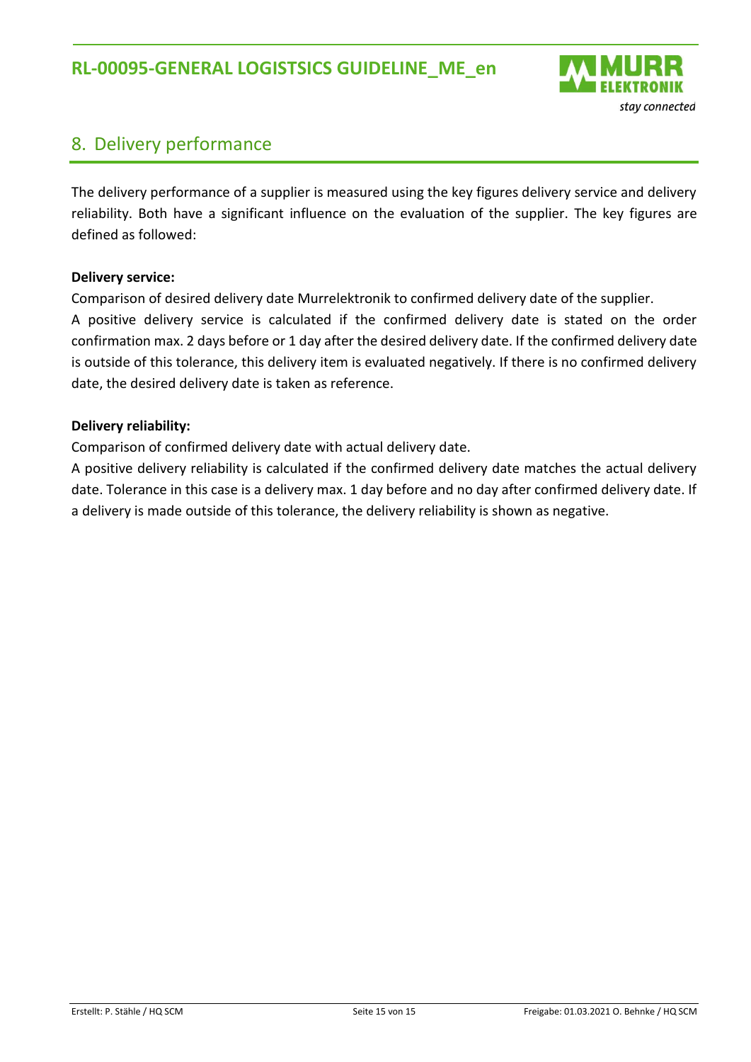## 8. Delivery performance

The delivery performance of a supplier is measured using the key figures delivery service and delivery reliability. Both have a significant influence on the evaluation of the supplier. The key figures are defined as followed:

**Delivery service:**

Comparison of desired delivery date Murrelektronik to confirmed delivery date of the supplier.

A positive delivery service is calculated if the confirmed delivery date is stated on the order confirmation max. 2 days before or 1 day after the desired delivery date. If the confirmed delivery date is outside of this tolerance, this delivery item is evaluated negatively. If there is no confirmed delivery date, the desired delivery date is taken as reference.

**Delivery reliability:**

Comparison of confirmed delivery date with actual delivery date.

A positive delivery reliability is calculated if the confirmed delivery date matches the actual delivery date. Tolerance in this case is a delivery max. 1 day before and no day after confirmed delivery date. If a delivery is made outside of this tolerance, the delivery reliability is shown as negative.